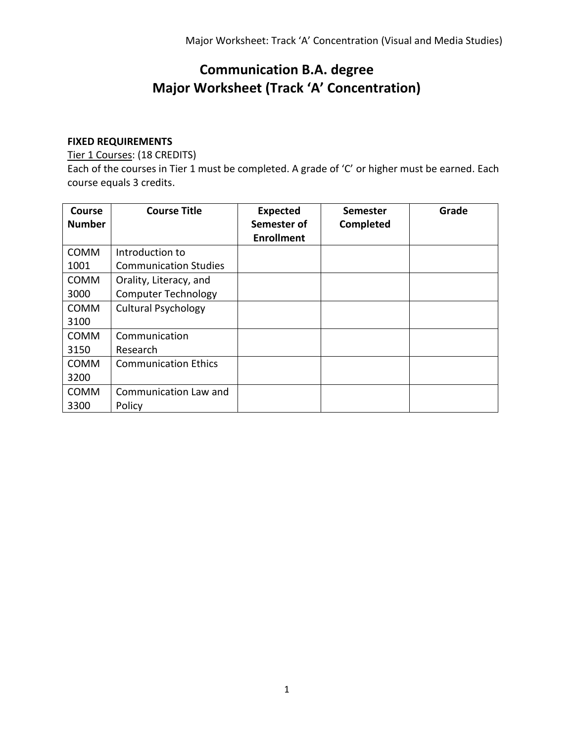# Communication B.A. degree
# Major Worksheet (Track 'A' Concentration)

**FIXED REQUIREMENTS**

Tier 1 Courses: (18 CREDITS)

Each of the courses in Tier 1 must be completed. A grade of 'C' or higher must be earned. Each course equals 3 credits.

| Course Number | Course Title | Expected Semester of Enrollment | Semester Completed | Grade |
|---|---|---|---|---|
| COMM 1001 | Introduction to Communication Studies | | | |
| COMM 3000 | Orality, Literacy, and Computer Technology | | | |
| COMM 3100 | Cultural Psychology | | | |
| COMM 3150 | Communication Research | | | |
| COMM 3200 | Communication Ethics | | | |
| COMM 3300 | Communication Law and Policy | | | |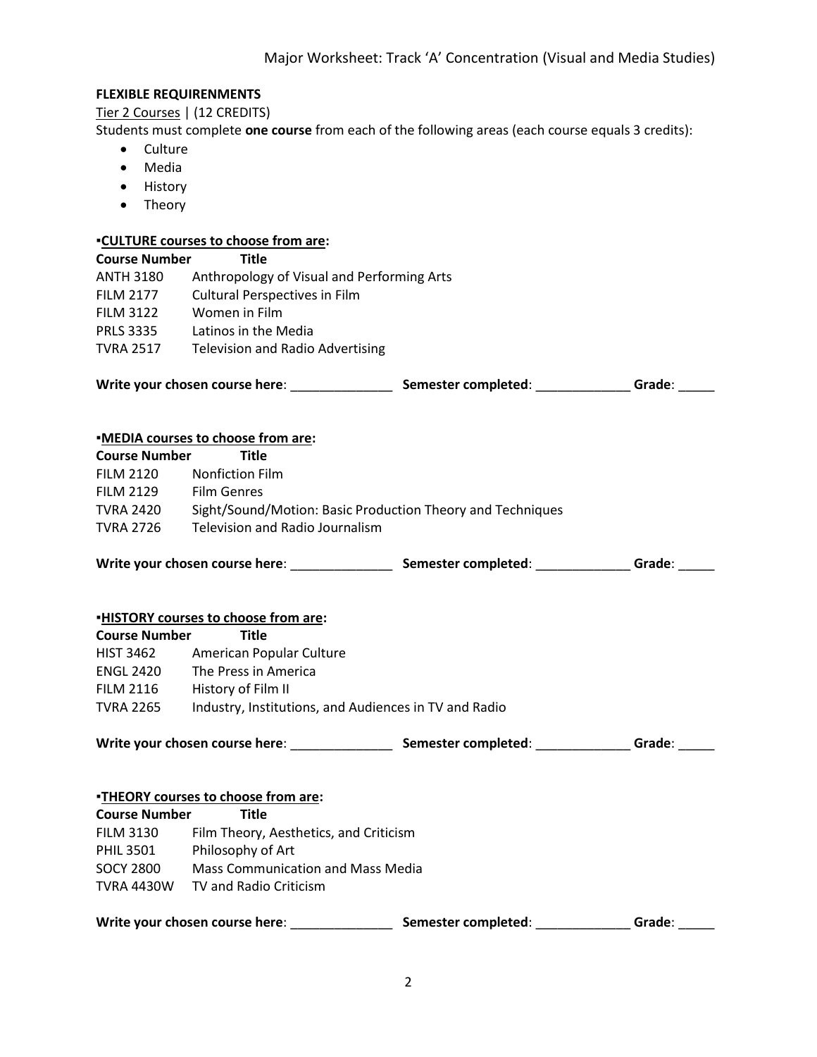**FLEXIBLE REQUIRENMENTS**

Tier 2 Courses | (12 CREDITS)

Students must complete **one course** from each of the following areas (each course equals 3 credits):

- Culture
- Media
- History
- Theory

▪**CULTURE courses to choose from are:**

| Course Number | Title |
| --- | --- |
| ANTH 3180 | Anthropology of Visual and Performing Arts |
| FILM 2177 | Cultural Perspectives in Film |
| FILM 3122 | Women in Film |
| PRLS 3335 | Latinos in the Media |
| TVRA 2517 | Television and Radio Advertising |

**Write your chosen course here**: ______________ **Semester completed**: _____________ **Grade**: _____

▪**MEDIA courses to choose from are:**

| Course Number | Title |
| --- | --- |
| FILM 2120 | Nonfiction Film |
| FILM 2129 | Film Genres |
| TVRA 2420 | Sight/Sound/Motion: Basic Production Theory and Techniques |
| TVRA 2726 | Television and Radio Journalism |

**Write your chosen course here**: ______________ **Semester completed**: _____________ **Grade**: _____

▪**HISTORY courses to choose from are:**

| Course Number | Title |
| --- | --- |
| HIST 3462 | American Popular Culture |
| ENGL 2420 | The Press in America |
| FILM 2116 | History of Film II |
| TVRA 2265 | Industry, Institutions, and Audiences in TV and Radio |

**Write your chosen course here**: ______________ **Semester completed**: _____________ **Grade**: _____

▪**THEORY courses to choose from are:**

| Course Number | Title |
| --- | --- |
| FILM 3130 | Film Theory, Aesthetics, and Criticism |
| PHIL 3501 | Philosophy of Art |
| SOCY 2800 | Mass Communication and Mass Media |
| TVRA 4430W | TV and Radio Criticism |

**Write your chosen course here**: ______________ **Semester completed**: _____________ **Grade**: _____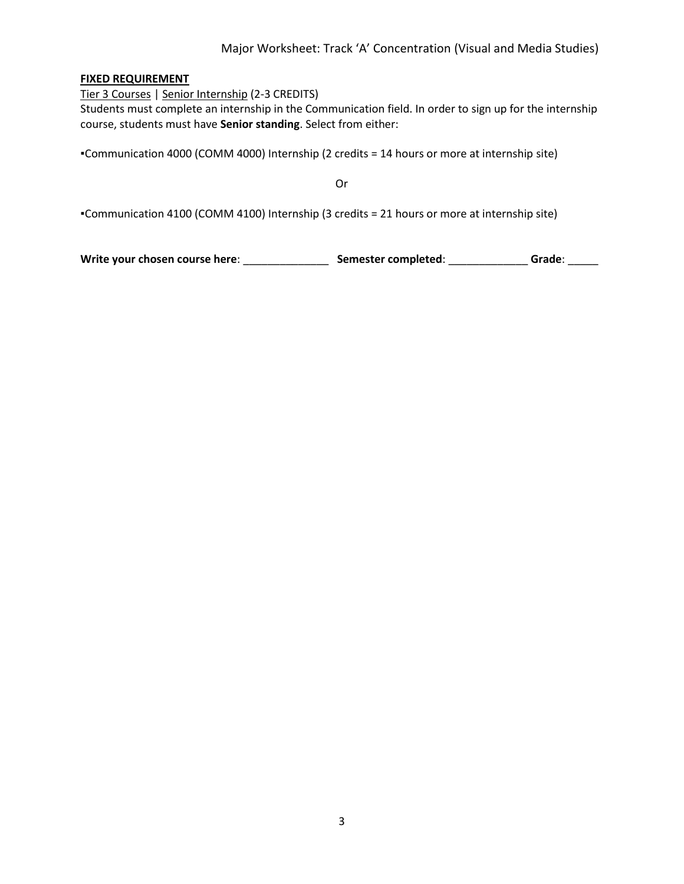**FIXED REQUIREMENT**

Tier 3 Courses | Senior Internship (2-3 CREDITS)

Students must complete an internship in the Communication field. In order to sign up for the internship course, students must have **Senior standing**. Select from either:

▪Communication 4000 (COMM 4000) Internship (2 credits = 14 hours or more at internship site)

Or

▪Communication 4100 (COMM 4100) Internship (3 credits = 21 hours or more at internship site)

**Write your chosen course here**: ______________ **Semester completed**: _____________ **Grade**: _____